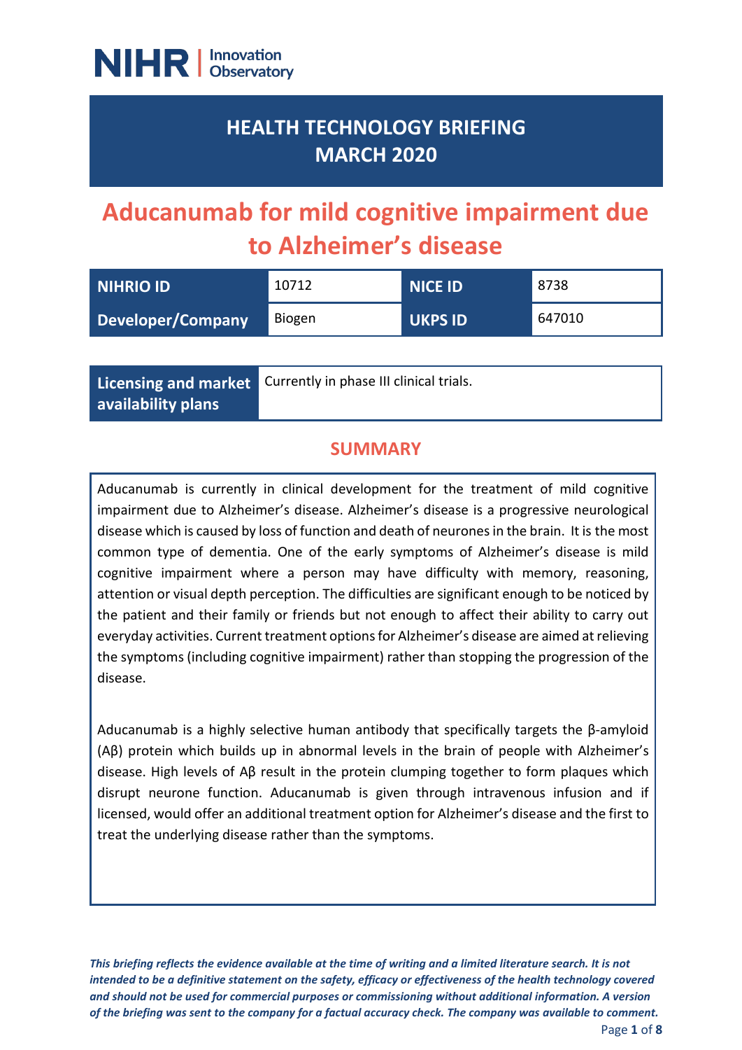NIHR | Innovation Observatory

# HEALTH TECHNOLOGY BRIEFING MARCH 2020

# Aducanumab for mild cognitive impairment due to Alzheimer's disease

| NIHRIO ID | 10712 | NICE ID | 8738 |
|---|---|---|---|
| Developer/Company | Biogen | UKPS ID | 647010 |

| Licensing and market availability plans | Currently in phase III clinical trials. |
|---|---|

## SUMMARY

Aducanumab is currently in clinical development for the treatment of mild cognitive impairment due to Alzheimer's disease. Alzheimer's disease is a progressive neurological disease which is caused by loss of function and death of neurones in the brain. It is the most common type of dementia. One of the early symptoms of Alzheimer's disease is mild cognitive impairment where a person may have difficulty with memory, reasoning, attention or visual depth perception. The difficulties are significant enough to be noticed by the patient and their family or friends but not enough to affect their ability to carry out everyday activities. Current treatment options for Alzheimer's disease are aimed at relieving the symptoms (including cognitive impairment) rather than stopping the progression of the disease.

Aducanumab is a highly selective human antibody that specifically targets the β-amyloid (Aβ) protein which builds up in abnormal levels in the brain of people with Alzheimer's disease. High levels of Aβ result in the protein clumping together to form plaques which disrupt neurone function. Aducanumab is given through intravenous infusion and if licensed, would offer an additional treatment option for Alzheimer's disease and the first to treat the underlying disease rather than the symptoms.

*This briefing reflects the evidence available at the time of writing and a limited literature search. It is not intended to be a definitive statement on the safety, efficacy or effectiveness of the health technology covered and should not be used for commercial purposes or commissioning without additional information. A version of the briefing was sent to the company for a factual accuracy check. The company was available to comment.*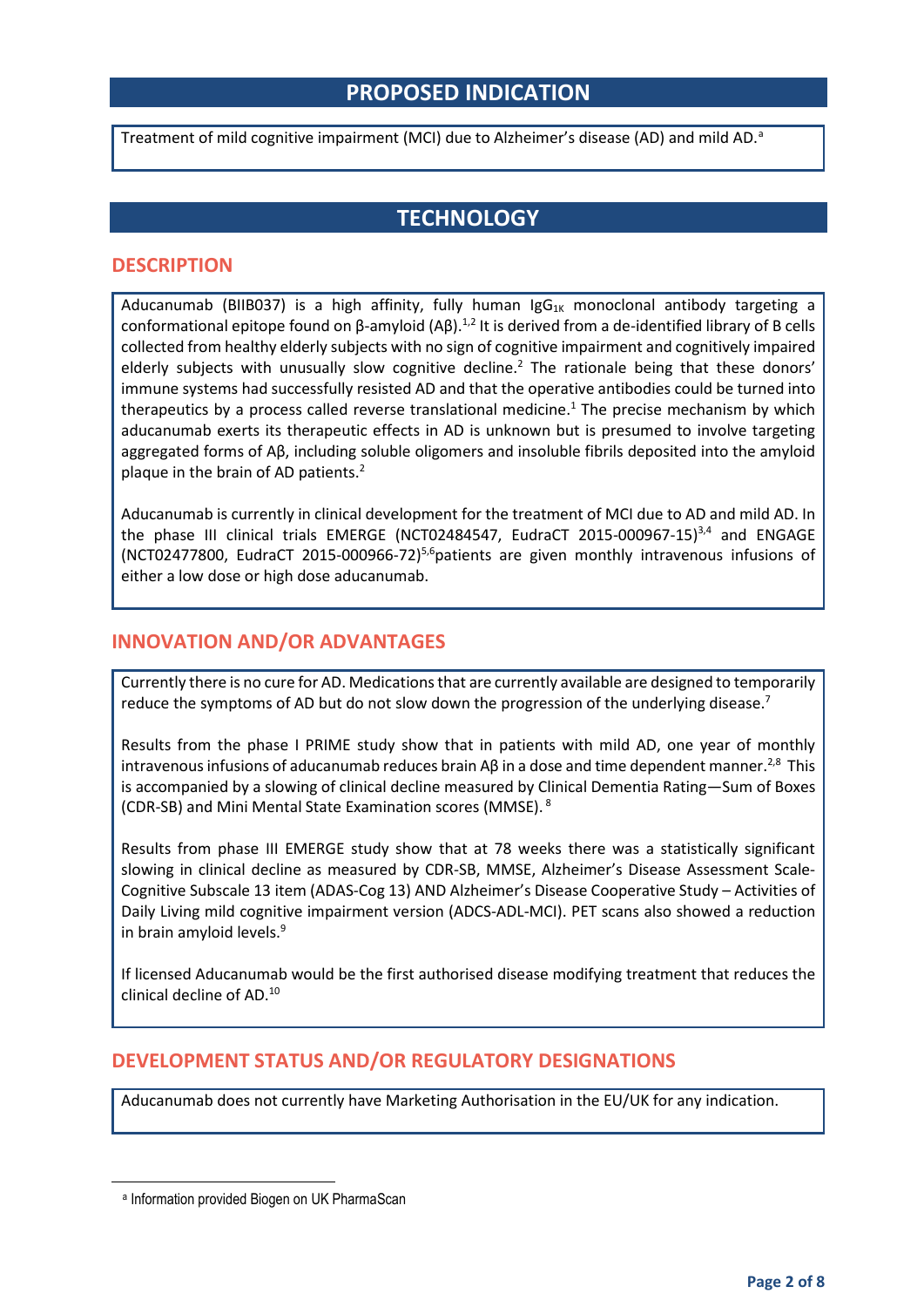## PROPOSED INDICATION

Treatment of mild cognitive impairment (MCI) due to Alzheimer's disease (AD) and mild AD.[a]

## TECHNOLOGY

### DESCRIPTION

Aducanumab (BIIB037) is a high affinity, fully human $IgG_{1K}$ monoclonal antibody targeting a conformational epitope found on β-amyloid (Aβ).[1,2] It is derived from a de-identified library of B cells collected from healthy elderly subjects with no sign of cognitive impairment and cognitively impaired elderly subjects with unusually slow cognitive decline.[2] The rationale being that these donors' immune systems had successfully resisted AD and that the operative antibodies could be turned into therapeutics by a process called reverse translational medicine.[1] The precise mechanism by which aducanumab exerts its therapeutic effects in AD is unknown but is presumed to involve targeting aggregated forms of Aβ, including soluble oligomers and insoluble fibrils deposited into the amyloid plaque in the brain of AD patients.[2]

Aducanumab is currently in clinical development for the treatment of MCI due to AD and mild AD. In the phase III clinical trials EMERGE (NCT02484547, EudraCT 2015-000967-15)[3,4] and ENGAGE (NCT02477800, EudraCT 2015-000966-72)[5,6]patients are given monthly intravenous infusions of either a low dose or high dose aducanumab.

### INNOVATION AND/OR ADVANTAGES

Currently there is no cure for AD. Medications that are currently available are designed to temporarily reduce the symptoms of AD but do not slow down the progression of the underlying disease.[7]

Results from the phase I PRIME study show that in patients with mild AD, one year of monthly intravenous infusions of aducanumab reduces brain Aβ in a dose and time dependent manner.[2,8] This is accompanied by a slowing of clinical decline measured by Clinical Dementia Rating—Sum of Boxes (CDR-SB) and Mini Mental State Examination scores (MMSE).[8]

Results from phase III EMERGE study show that at 78 weeks there was a statistically significant slowing in clinical decline as measured by CDR-SB, MMSE, Alzheimer's Disease Assessment Scale-Cognitive Subscale 13 item (ADAS-Cog 13) AND Alzheimer's Disease Cooperative Study – Activities of Daily Living mild cognitive impairment version (ADCS-ADL-MCI). PET scans also showed a reduction in brain amyloid levels.[9]

If licensed Aducanumab would be the first authorised disease modifying treatment that reduces the clinical decline of AD.[10]

### DEVELOPMENT STATUS AND/OR REGULATORY DESIGNATIONS

Aducanumab does not currently have Marketing Authorisation in the EU/UK for any indication.

[a] Information provided Biogen on UK PharmaScan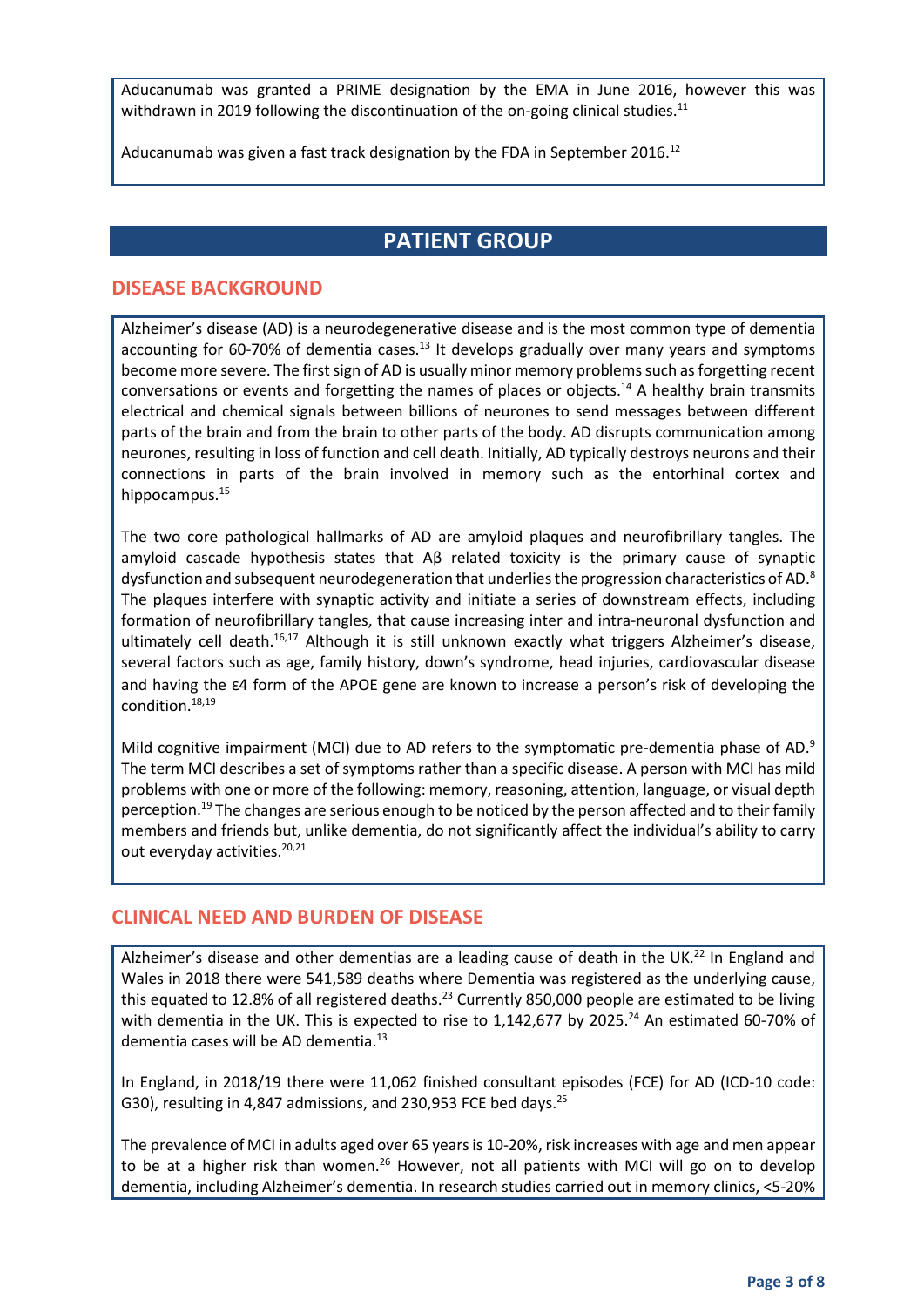Aducanumab was granted a PRIME designation by the EMA in June 2016, however this was withdrawn in 2019 following the discontinuation of the on-going clinical studies.[11]

Aducanumab was given a fast track designation by the FDA in September 2016.[12]

# PATIENT GROUP

## DISEASE BACKGROUND

Alzheimer's disease (AD) is a neurodegenerative disease and is the most common type of dementia accounting for 60-70% of dementia cases.[13] It develops gradually over many years and symptoms become more severe. The first sign of AD is usually minor memory problems such as forgetting recent conversations or events and forgetting the names of places or objects.[14] A healthy brain transmits electrical and chemical signals between billions of neurones to send messages between different parts of the brain and from the brain to other parts of the body. AD disrupts communication among neurones, resulting in loss of function and cell death. Initially, AD typically destroys neurons and their connections in parts of the brain involved in memory such as the entorhinal cortex and hippocampus.[15]

The two core pathological hallmarks of AD are amyloid plaques and neurofibrillary tangles. The amyloid cascade hypothesis states that Aβ related toxicity is the primary cause of synaptic dysfunction and subsequent neurodegeneration that underlies the progression characteristics of AD.[8] The plaques interfere with synaptic activity and initiate a series of downstream effects, including formation of neurofibrillary tangles, that cause increasing inter and intra-neuronal dysfunction and ultimately cell death.[16,17] Although it is still unknown exactly what triggers Alzheimer's disease, several factors such as age, family history, down's syndrome, head injuries, cardiovascular disease and having the ε4 form of the APOE gene are known to increase a person's risk of developing the condition.[18,19]

Mild cognitive impairment (MCI) due to AD refers to the symptomatic pre-dementia phase of AD.[9] The term MCI describes a set of symptoms rather than a specific disease. A person with MCI has mild problems with one or more of the following: memory, reasoning, attention, language, or visual depth perception.[19] The changes are serious enough to be noticed by the person affected and to their family members and friends but, unlike dementia, do not significantly affect the individual's ability to carry out everyday activities.[20,21]

## CLINICAL NEED AND BURDEN OF DISEASE

Alzheimer's disease and other dementias are a leading cause of death in the UK.[22] In England and Wales in 2018 there were 541,589 deaths where Dementia was registered as the underlying cause, this equated to 12.8% of all registered deaths.[23] Currently 850,000 people are estimated to be living with dementia in the UK. This is expected to rise to 1,142,677 by 2025.[24] An estimated 60-70% of dementia cases will be AD dementia.[13]

In England, in 2018/19 there were 11,062 finished consultant episodes (FCE) for AD (ICD-10 code: G30), resulting in 4,847 admissions, and 230,953 FCE bed days.[25]

The prevalence of MCI in adults aged over 65 years is 10-20%, risk increases with age and men appear to be at a higher risk than women.[26] However, not all patients with MCI will go on to develop dementia, including Alzheimer's dementia. In research studies carried out in memory clinics, <5-20%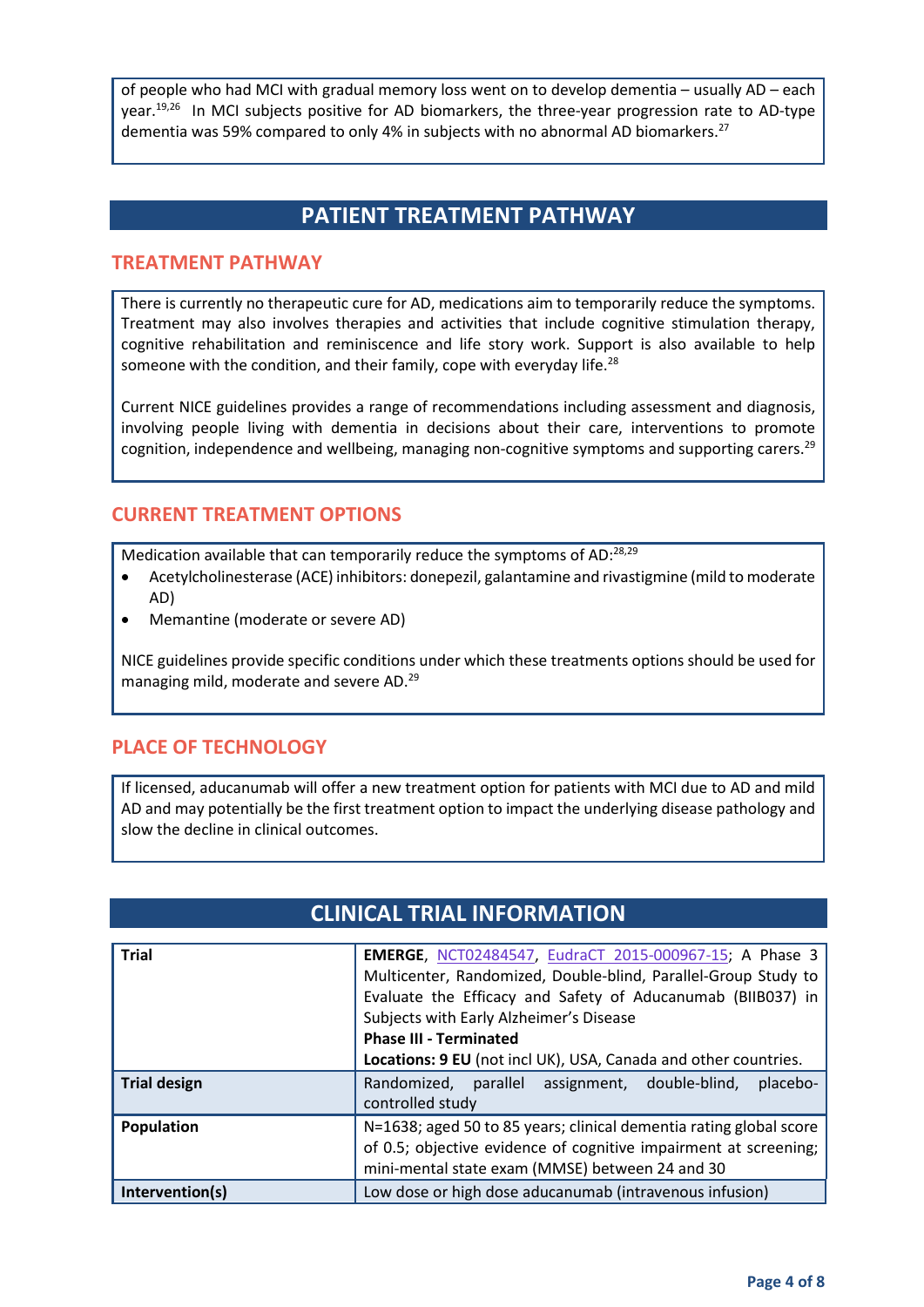of people who had MCI with gradual memory loss went on to develop dementia – usually AD – each year.[19,26] In MCI subjects positive for AD biomarkers, the three-year progression rate to AD-type dementia was 59% compared to only 4% in subjects with no abnormal AD biomarkers.[27]

# PATIENT TREATMENT PATHWAY

## TREATMENT PATHWAY

There is currently no therapeutic cure for AD, medications aim to temporarily reduce the symptoms. Treatment may also involves therapies and activities that include cognitive stimulation therapy, cognitive rehabilitation and reminiscence and life story work. Support is also available to help someone with the condition, and their family, cope with everyday life.[28]

Current NICE guidelines provides a range of recommendations including assessment and diagnosis, involving people living with dementia in decisions about their care, interventions to promote cognition, independence and wellbeing, managing non-cognitive symptoms and supporting carers.[29]

## CURRENT TREATMENT OPTIONS

Medication available that can temporarily reduce the symptoms of AD:[28,29]

- Acetylcholinesterase (ACE) inhibitors: donepezil, galantamine and rivastigmine (mild to moderate AD)
- Memantine (moderate or severe AD)

NICE guidelines provide specific conditions under which these treatments options should be used for managing mild, moderate and severe AD.[29]

## PLACE OF TECHNOLOGY

If licensed, aducanumab will offer a new treatment option for patients with MCI due to AD and mild AD and may potentially be the first treatment option to impact the underlying disease pathology and slow the decline in clinical outcomes.

# CLINICAL TRIAL INFORMATION

| | |
|---|---|
| **Trial** | **EMERGE**, NCT02484547, EudraCT 2015-000967-15; A Phase 3 Multicenter, Randomized, Double-blind, Parallel-Group Study to Evaluate the Efficacy and Safety of Aducanumab (BIIB037) in Subjects with Early Alzheimer's Disease<br>**Phase III - Terminated**<br>**Locations: 9 EU** (not incl UK), USA, Canada and other countries. |
| **Trial design** | Randomized, parallel assignment, double-blind, placebo-controlled study |
| **Population** | N=1638; aged 50 to 85 years; clinical dementia rating global score of 0.5; objective evidence of cognitive impairment at screening; mini-mental state exam (MMSE) between 24 and 30 |
| **Intervention(s)** | Low dose or high dose aducanumab (intravenous infusion) |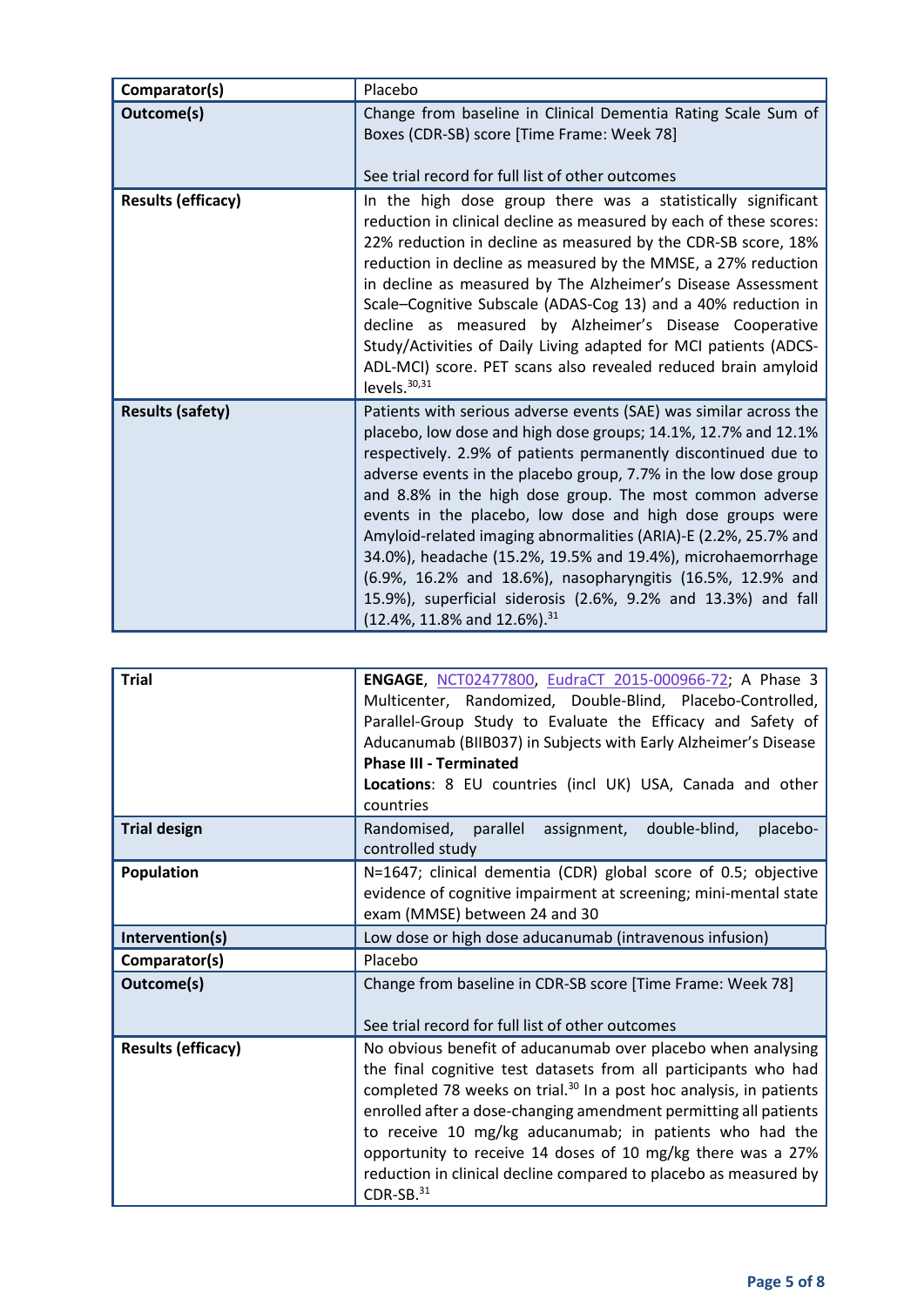| | |
|---|---|
| **Comparator(s)** | Placebo |
| **Outcome(s)** | Change from baseline in Clinical Dementia Rating Scale Sum of Boxes (CDR-SB) score [Time Frame: Week 78]<br><br>See trial record for full list of other outcomes |
| **Results (efficacy)** | In the high dose group there was a statistically significant reduction in clinical decline as measured by each of these scores: 22% reduction in decline as measured by the CDR-SB score, 18% reduction in decline as measured by the MMSE, a 27% reduction in decline as measured by The Alzheimer's Disease Assessment Scale–Cognitive Subscale (ADAS-Cog 13) and a 40% reduction in decline as measured by Alzheimer's Disease Cooperative Study/Activities of Daily Living adapted for MCI patients (ADCS-ADL-MCI) score. PET scans also revealed reduced brain amyloid levels.[30,31] |
| **Results (safety)** | Patients with serious adverse events (SAE) was similar across the placebo, low dose and high dose groups; 14.1%, 12.7% and 12.1% respectively. 2.9% of patients permanently discontinued due to adverse events in the placebo group, 7.7% in the low dose group and 8.8% in the high dose group. The most common adverse events in the placebo, low dose and high dose groups were Amyloid-related imaging abnormalities (ARIA)-E (2.2%, 25.7% and 34.0%), headache (15.2%, 19.5% and 19.4%), microhaemorrhage (6.9%, 16.2% and 18.6%), nasopharyngitis (16.5%, 12.9% and 15.9%), superficial siderosis (2.6%, 9.2% and 13.3%) and fall (12.4%, 11.8% and 12.6%).[31] |

| | |
|---|---|
| **Trial** | **ENGAGE**, NCT02477800, EudraCT 2015-000966-72; A Phase 3 Multicenter, Randomized, Double-Blind, Placebo-Controlled, Parallel-Group Study to Evaluate the Efficacy and Safety of Aducanumab (BIIB037) in Subjects with Early Alzheimer's Disease<br>**Phase III - Terminated**<br>**Locations**: 8 EU countries (incl UK) USA, Canada and other countries |
| **Trial design** | Randomised, parallel assignment, double-blind, placebo-controlled study |
| **Population** | N=1647; clinical dementia (CDR) global score of 0.5; objective evidence of cognitive impairment at screening; mini-mental state exam (MMSE) between 24 and 30 |
| **Intervention(s)** | Low dose or high dose aducanumab (intravenous infusion) |
| **Comparator(s)** | Placebo |
| **Outcome(s)** | Change from baseline in CDR-SB score [Time Frame: Week 78]<br><br>See trial record for full list of other outcomes |
| **Results (efficacy)** | No obvious benefit of aducanumab over placebo when analysing the final cognitive test datasets from all participants who had completed 78 weeks on trial.[30] In a post hoc analysis, in patients enrolled after a dose-changing amendment permitting all patients to receive 10 mg/kg aducanumab; in patients who had the opportunity to receive 14 doses of 10 mg/kg there was a 27% reduction in clinical decline compared to placebo as measured by CDR-SB.[31] |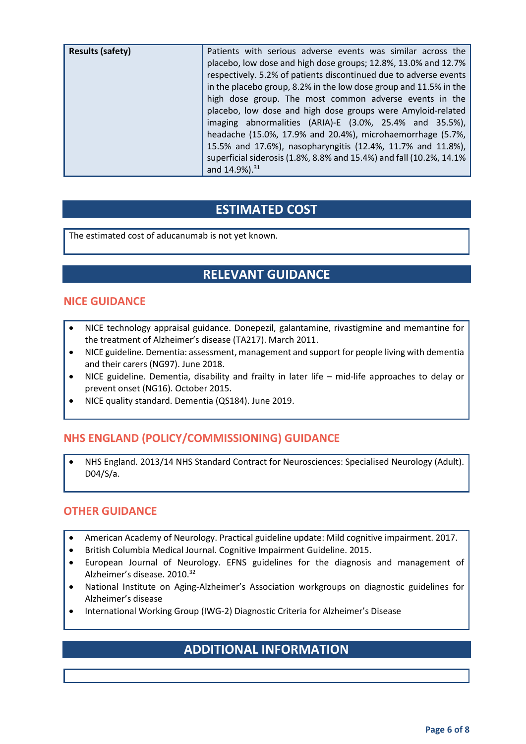| Results (safety) | Patients with serious adverse events was similar across the placebo, low dose and high dose groups; 12.8%, 13.0% and 12.7% respectively. 5.2% of patients discontinued due to adverse events in the placebo group, 8.2% in the low dose group and 11.5% in the high dose group. The most common adverse events in the placebo, low dose and high dose groups were Amyloid-related imaging abnormalities (ARIA)-E (3.0%, 25.4% and 35.5%), headache (15.0%, 17.9% and 20.4%), microhaemorrhage (5.7%, 15.5% and 17.6%), nasopharyngitis (12.4%, 11.7% and 11.8%), superficial siderosis (1.8%, 8.8% and 15.4%) and fall (10.2%, 14.1% and 14.9%).[31] |
|---|---|

## ESTIMATED COST

The estimated cost of aducanumab is not yet known.

## RELEVANT GUIDANCE

### NICE GUIDANCE

- NICE technology appraisal guidance. Donepezil, galantamine, rivastigmine and memantine for the treatment of Alzheimer's disease (TA217). March 2011.
- NICE guideline. Dementia: assessment, management and support for people living with dementia and their carers (NG97). June 2018.
- NICE guideline. Dementia, disability and frailty in later life – mid-life approaches to delay or prevent onset (NG16). October 2015.
- NICE quality standard. Dementia (QS184). June 2019.

### NHS ENGLAND (POLICY/COMMISSIONING) GUIDANCE

- NHS England. 2013/14 NHS Standard Contract for Neurosciences: Specialised Neurology (Adult). D04/S/a.

### OTHER GUIDANCE

- American Academy of Neurology. Practical guideline update: Mild cognitive impairment. 2017.
- British Columbia Medical Journal. Cognitive Impairment Guideline. 2015.
- European Journal of Neurology. EFNS guidelines for the diagnosis and management of Alzheimer's disease. 2010.[32]
- National Institute on Aging-Alzheimer's Association workgroups on diagnostic guidelines for Alzheimer's disease
- International Working Group (IWG-2) Diagnostic Criteria for Alzheimer's Disease

## ADDITIONAL INFORMATION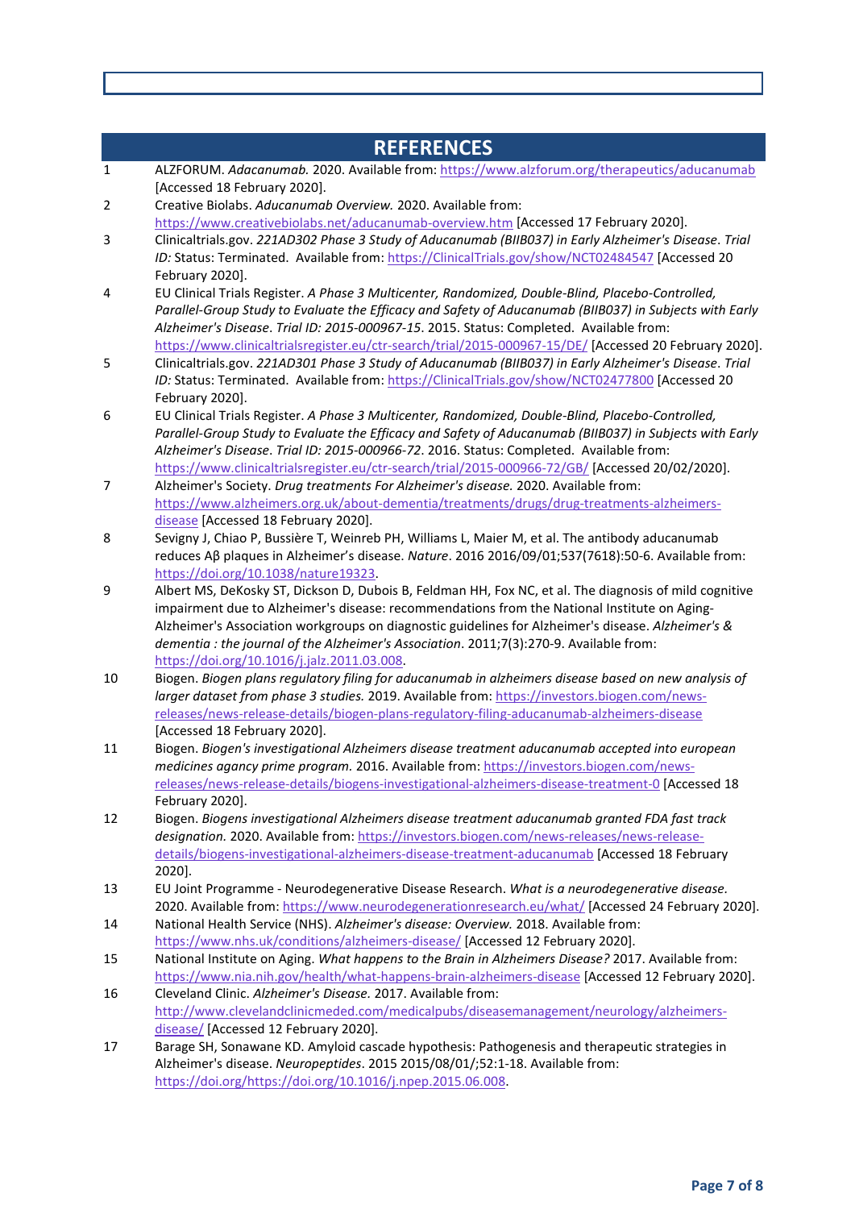## REFERENCES

1. ALZFORUM. *Adacanumab.* 2020. Available from: https://www.alzforum.org/therapeutics/aducanumab [Accessed 18 February 2020].
2. Creative Biolabs. *Aducanumab Overview.* 2020. Available from: https://www.creativebiolabs.net/aducanumab-overview.htm [Accessed 17 February 2020].
3. Clinicaltrials.gov. *221AD302 Phase 3 Study of Aducanumab (BIIB037) in Early Alzheimer's Disease. Trial ID:* Status: Terminated. Available from: https://ClinicalTrials.gov/show/NCT02484547 [Accessed 20 February 2020].
4. EU Clinical Trials Register. *A Phase 3 Multicenter, Randomized, Double-Blind, Placebo-Controlled, Parallel-Group Study to Evaluate the Efficacy and Safety of Aducanumab (BIIB037) in Subjects with Early Alzheimer's Disease. Trial ID: 2015-000967-15.* 2015. Status: Completed. Available from: https://www.clinicaltrialsregister.eu/ctr-search/trial/2015-000967-15/DE/ [Accessed 20 February 2020].
5. Clinicaltrials.gov. *221AD301 Phase 3 Study of Aducanumab (BIIB037) in Early Alzheimer's Disease. Trial ID:* Status: Terminated. Available from: https://ClinicalTrials.gov/show/NCT02477800 [Accessed 20 February 2020].
6. EU Clinical Trials Register. *A Phase 3 Multicenter, Randomized, Double-Blind, Placebo-Controlled, Parallel-Group Study to Evaluate the Efficacy and Safety of Aducanumab (BIIB037) in Subjects with Early Alzheimer's Disease. Trial ID: 2015-000966-72.* 2016. Status: Completed. Available from: https://www.clinicaltrialsregister.eu/ctr-search/trial/2015-000966-72/GB/ [Accessed 20/02/2020].
7. Alzheimer's Society. *Drug treatments For Alzheimer's disease.* 2020. Available from: https://www.alzheimers.org.uk/about-dementia/treatments/drugs/drug-treatments-alzheimers-disease [Accessed 18 February 2020].
8. Sevigny J, Chiao P, Bussière T, Weinreb PH, Williams L, Maier M, et al. The antibody aducanumab reduces Aβ plaques in Alzheimer's disease. *Nature*. 2016 2016/09/01;537(7618):50-6. Available from: https://doi.org/10.1038/nature19323.
9. Albert MS, DeKosky ST, Dickson D, Dubois B, Feldman HH, Fox NC, et al. The diagnosis of mild cognitive impairment due to Alzheimer's disease: recommendations from the National Institute on Aging-Alzheimer's Association workgroups on diagnostic guidelines for Alzheimer's disease. *Alzheimer's & dementia : the journal of the Alzheimer's Association*. 2011;7(3):270-9. Available from: https://doi.org/10.1016/j.jalz.2011.03.008.
10. Biogen. *Biogen plans regulatory filing for aducanumab in alzheimers disease based on new analysis of larger dataset from phase 3 studies.* 2019. Available from: https://investors.biogen.com/news-releases/news-release-details/biogen-plans-regulatory-filing-aducanumab-alzheimers-disease [Accessed 18 February 2020].
11. Biogen. *Biogen's investigational Alzheimers disease treatment aducanumab accepted into european medicines agancy prime program.* 2016. Available from: https://investors.biogen.com/news-releases/news-release-details/biogens-investigational-alzheimers-disease-treatment-0 [Accessed 18 February 2020].
12. Biogen. *Biogens investigational Alzheimers disease treatment aducanumab granted FDA fast track designation.* 2020. Available from: https://investors.biogen.com/news-releases/news-release-details/biogens-investigational-alzheimers-disease-treatment-aducanumab [Accessed 18 February 2020].
13. EU Joint Programme - Neurodegenerative Disease Research. *What is a neurodegenerative disease.* 2020. Available from: https://www.neurodegenerationresearch.eu/what/ [Accessed 24 February 2020].
14. National Health Service (NHS). *Alzheimer's disease: Overview.* 2018. Available from: https://www.nhs.uk/conditions/alzheimers-disease/ [Accessed 12 February 2020].
15. National Institute on Aging. *What happens to the Brain in Alzheimers Disease?* 2017. Available from: https://www.nia.nih.gov/health/what-happens-brain-alzheimers-disease [Accessed 12 February 2020].
16. Cleveland Clinic. *Alzheimer's Disease.* 2017. Available from: http://www.clevelandclinicmeded.com/medicalpubs/diseasemanagement/neurology/alzheimers-disease/ [Accessed 12 February 2020].
17. Barage SH, Sonawane KD. Amyloid cascade hypothesis: Pathogenesis and therapeutic strategies in Alzheimer's disease. *Neuropeptides*. 2015 2015/08/01/;52:1-18. Available from: https://doi.org/https://doi.org/10.1016/j.npep.2015.06.008.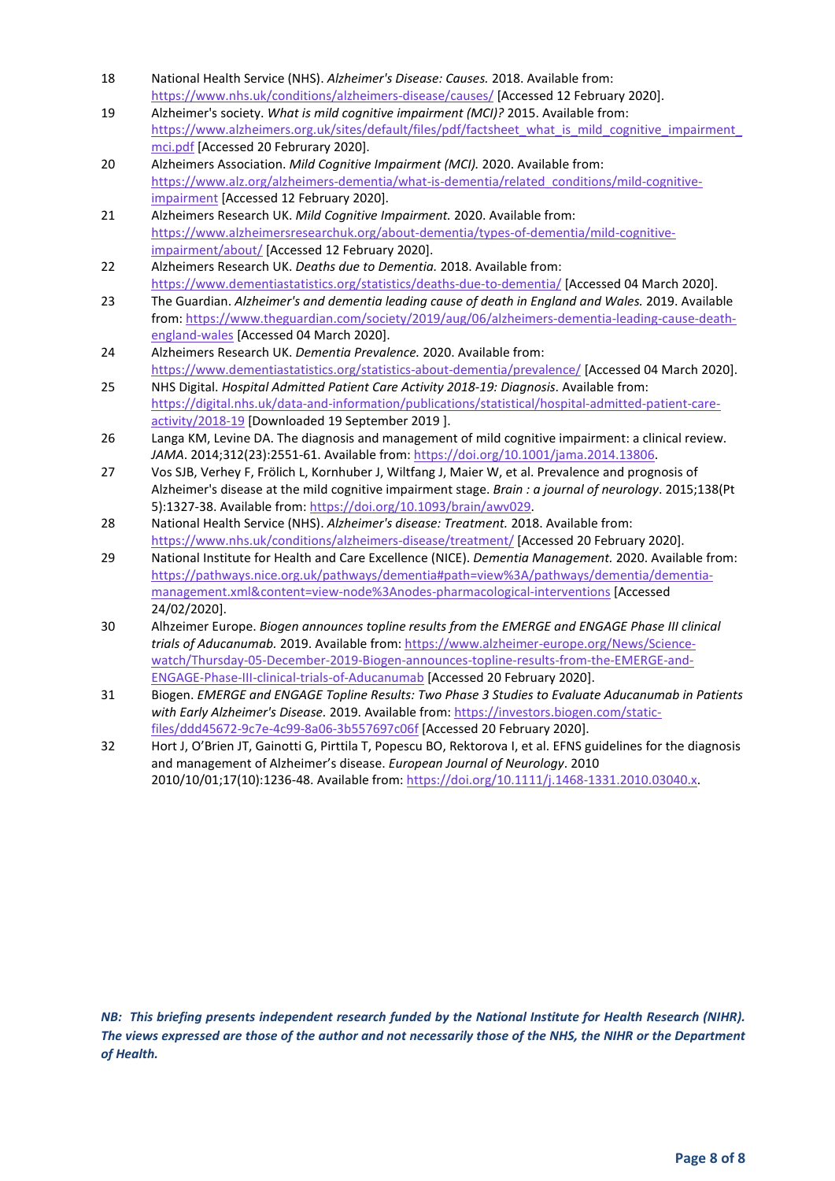18. National Health Service (NHS). *Alzheimer's Disease: Causes.* 2018. Available from: https://www.nhs.uk/conditions/alzheimers-disease/causes/ [Accessed 12 February 2020].
19. Alzheimer's society. *What is mild cognitive impairment (MCI)?* 2015. Available from: https://www.alzheimers.org.uk/sites/default/files/pdf/factsheet_what_is_mild_cognitive_impairment_mci.pdf [Accessed 20 Februrary 2020].
20. Alzheimers Association. *Mild Cognitive Impairment (MCI).* 2020. Available from: https://www.alz.org/alzheimers-dementia/what-is-dementia/related_conditions/mild-cognitive-impairment [Accessed 12 February 2020].
21. Alzheimers Research UK. *Mild Cognitive Impairment.* 2020. Available from: https://www.alzheimersresearchuk.org/about-dementia/types-of-dementia/mild-cognitive-impairment/about/ [Accessed 12 February 2020].
22. Alzheimers Research UK. *Deaths due to Dementia.* 2018. Available from: https://www.dementiastatistics.org/statistics/deaths-due-to-dementia/ [Accessed 04 March 2020].
23. The Guardian. *Alzheimer's and dementia leading cause of death in England and Wales.* 2019. Available from: https://www.theguardian.com/society/2019/aug/06/alzheimers-dementia-leading-cause-death-england-wales [Accessed 04 March 2020].
24. Alzheimers Research UK. *Dementia Prevalence.* 2020. Available from: https://www.dementiastatistics.org/statistics-about-dementia/prevalence/ [Accessed 04 March 2020].
25. NHS Digital. *Hospital Admitted Patient Care Activity 2018-19: Diagnosis*. Available from: https://digital.nhs.uk/data-and-information/publications/statistical/hospital-admitted-patient-care-activity/2018-19 [Downloaded 19 September 2019 ].
26. Langa KM, Levine DA. The diagnosis and management of mild cognitive impairment: a clinical review. *JAMA*. 2014;312(23):2551-61. Available from: https://doi.org/10.1001/jama.2014.13806.
27. Vos SJB, Verhey F, Frölich L, Kornhuber J, Wiltfang J, Maier W, et al. Prevalence and prognosis of Alzheimer's disease at the mild cognitive impairment stage. *Brain : a journal of neurology*. 2015;138(Pt 5):1327-38. Available from: https://doi.org/10.1093/brain/awv029.
28. National Health Service (NHS). *Alzheimer's disease: Treatment.* 2018. Available from: https://www.nhs.uk/conditions/alzheimers-disease/treatment/ [Accessed 20 February 2020].
29. National Institute for Health and Care Excellence (NICE). *Dementia Management.* 2020. Available from: https://pathways.nice.org.uk/pathways/dementia#path=view%3A/pathways/dementia/dementia-management.xml&content=view-node%3Anodes-pharmacological-interventions [Accessed 24/02/2020].
30. Alhzeimer Europe. *Biogen announces topline results from the EMERGE and ENGAGE Phase III clinical trials of Aducanumab.* 2019. Available from: https://www.alzheimer-europe.org/News/Science-watch/Thursday-05-December-2019-Biogen-announces-topline-results-from-the-EMERGE-and-ENGAGE-Phase-III-clinical-trials-of-Aducanumab [Accessed 20 February 2020].
31. Biogen. *EMERGE and ENGAGE Topline Results: Two Phase 3 Studies to Evaluate Aducanumab in Patients with Early Alzheimer's Disease.* 2019. Available from: https://investors.biogen.com/static-files/ddd45672-9c7e-4c99-8a06-3b557697c06f [Accessed 20 February 2020].
32. Hort J, O'Brien JT, Gainotti G, Pirttila T, Popescu BO, Rektorova I, et al. EFNS guidelines for the diagnosis and management of Alzheimer's disease. *European Journal of Neurology*. 2010 2010/10/01;17(10):1236-48. Available from: https://doi.org/10.1111/j.1468-1331.2010.03040.x.

***NB: This briefing presents independent research funded by the National Institute for Health Research (NIHR). The views expressed are those of the author and not necessarily those of the NHS, the NIHR or the Department of Health.***